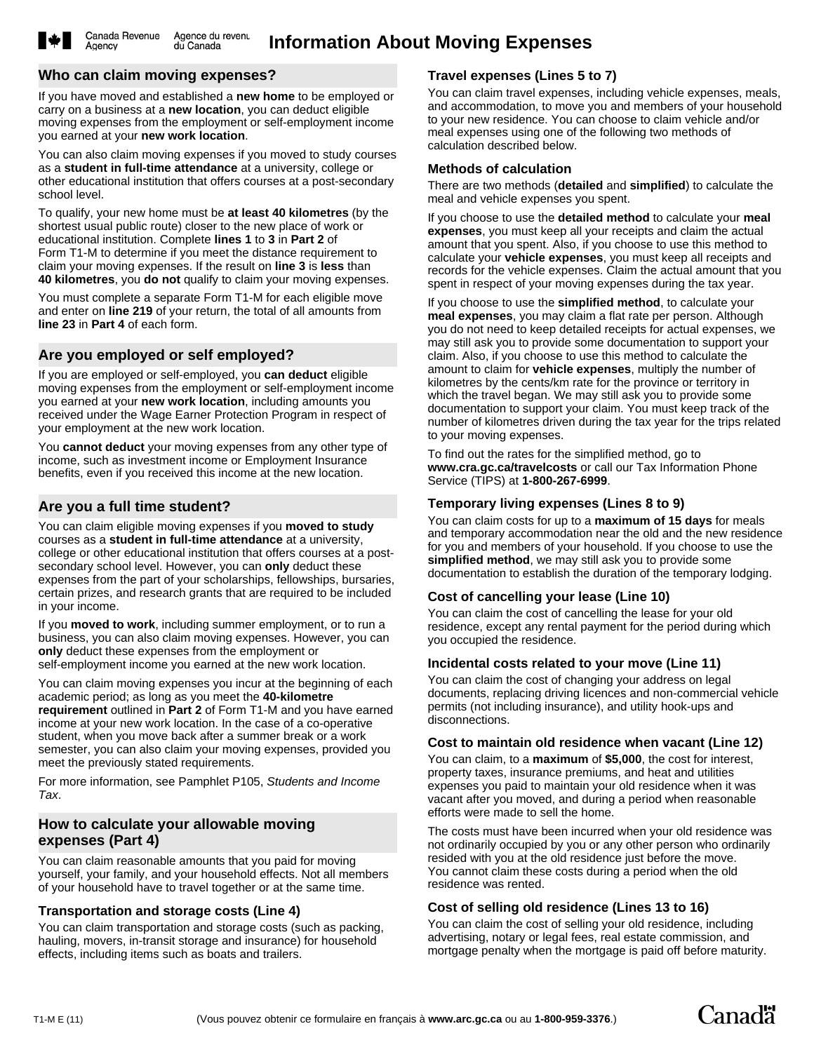# Information About Moving Expenses

## Who can claim moving expenses?

If you have moved and established a **new home** to be employed or carry on a business at a **new location**, you can deduct eligible moving expenses from the employment or self-employment income you earned at your **new work location**.

You can also claim moving expenses if you moved to study courses as a **student in full-time attendance** at a university, college or other educational institution that offers courses at a post-secondary school level.

To qualify, your new home must be **at least 40 kilometres** (by the shortest usual public route) closer to the new place of work or educational institution. Complete **lines 1** to **3** in **Part 2** of Form T1-M to determine if you meet the distance requirement to claim your moving expenses. If the result on **line 3** is **less** than **40 kilometres**, you **do not** qualify to claim your moving expenses.

You must complete a separate Form T1-M for each eligible move and enter on **line 219** of your return, the total of all amounts from **line 23** in **Part 4** of each form.

## Are you employed or self employed?

If you are employed or self-employed, you **can deduct** eligible moving expenses from the employment or self-employment income you earned at your **new work location**, including amounts you received under the Wage Earner Protection Program in respect of your employment at the new work location.

You **cannot deduct** your moving expenses from any other type of income, such as investment income or Employment Insurance benefits, even if you received this income at the new location.

## Are you a full time student?

You can claim eligible moving expenses if you **moved to study** courses as a **student in full-time attendance** at a university, college or other educational institution that offers courses at a post-secondary school level. However, you can **only** deduct these expenses from the part of your scholarships, fellowships, bursaries, certain prizes, and research grants that are required to be included in your income.

If you **moved to work**, including summer employment, or to run a business, you can also claim moving expenses. However, you can **only** deduct these expenses from the employment or self-employment income you earned at the new work location.

You can claim moving expenses you incur at the beginning of each academic period; as long as you meet the **40-kilometre requirement** outlined in **Part 2** of Form T1-M and you have earned income at your new work location. In the case of a co-operative student, when you move back after a summer break or a work semester, you can also claim your moving expenses, provided you meet the previously stated requirements.

For more information, see Pamphlet P105, *Students and Income Tax*.

## How to calculate your allowable moving expenses (Part 4)

You can claim reasonable amounts that you paid for moving yourself, your family, and your household effects. Not all members of your household have to travel together or at the same time.

### Transportation and storage costs (Line 4)

You can claim transportation and storage costs (such as packing, hauling, movers, in-transit storage and insurance) for household effects, including items such as boats and trailers.

### Travel expenses (Lines 5 to 7)

You can claim travel expenses, including vehicle expenses, meals, and accommodation, to move you and members of your household to your new residence. You can choose to claim vehicle and/or meal expenses using one of the following two methods of calculation described below.

### Methods of calculation

There are two methods (**detailed** and **simplified**) to calculate the meal and vehicle expenses you spent.

If you choose to use the **detailed method** to calculate your **meal expenses**, you must keep all your receipts and claim the actual amount that you spent. Also, if you choose to use this method to calculate your **vehicle expenses**, you must keep all receipts and records for the vehicle expenses. Claim the actual amount that you spent in respect of your moving expenses during the tax year.

If you choose to use the **simplified method**, to calculate your **meal expenses**, you may claim a flat rate per person. Although you do not need to keep detailed receipts for actual expenses, we may still ask you to provide some documentation to support your claim. Also, if you choose to use this method to calculate the amount to claim for **vehicle expenses**, multiply the number of kilometres by the cents/km rate for the province or territory in which the travel began. We may still ask you to provide some documentation to support your claim. You must keep track of the number of kilometres driven during the tax year for the trips related to your moving expenses.

To find out the rates for the simplified method, go to **www.cra.gc.ca/travelcosts** or call our Tax Information Phone Service (TIPS) at **1-800-267-6999**.

### Temporary living expenses (Lines 8 to 9)

You can claim costs for up to a **maximum of 15 days** for meals and temporary accommodation near the old and the new residence for you and members of your household. If you choose to use the **simplified method**, we may still ask you to provide some documentation to establish the duration of the temporary lodging.

### Cost of cancelling your lease (Line 10)

You can claim the cost of cancelling the lease for your old residence, except any rental payment for the period during which you occupied the residence.

### Incidental costs related to your move (Line 11)

You can claim the cost of changing your address on legal documents, replacing driving licences and non-commercial vehicle permits (not including insurance), and utility hook-ups and disconnections.

### Cost to maintain old residence when vacant (Line 12)

You can claim, to a **maximum** of **$5,000**, the cost for interest, property taxes, insurance premiums, and heat and utilities expenses you paid to maintain your old residence when it was vacant after you moved, and during a period when reasonable efforts were made to sell the home.

The costs must have been incurred when your old residence was not ordinarily occupied by you or any other person who ordinarily resided with you at the old residence just before the move. You cannot claim these costs during a period when the old residence was rented.

### Cost of selling old residence (Lines 13 to 16)

You can claim the cost of selling your old residence, including advertising, notary or legal fees, real estate commission, and mortgage penalty when the mortgage is paid off before maturity.

T1-M E (11) (Vous pouvez obtenir ce formulaire en français à **www.arc.gc.ca** ou au **1-800-959-3376**.)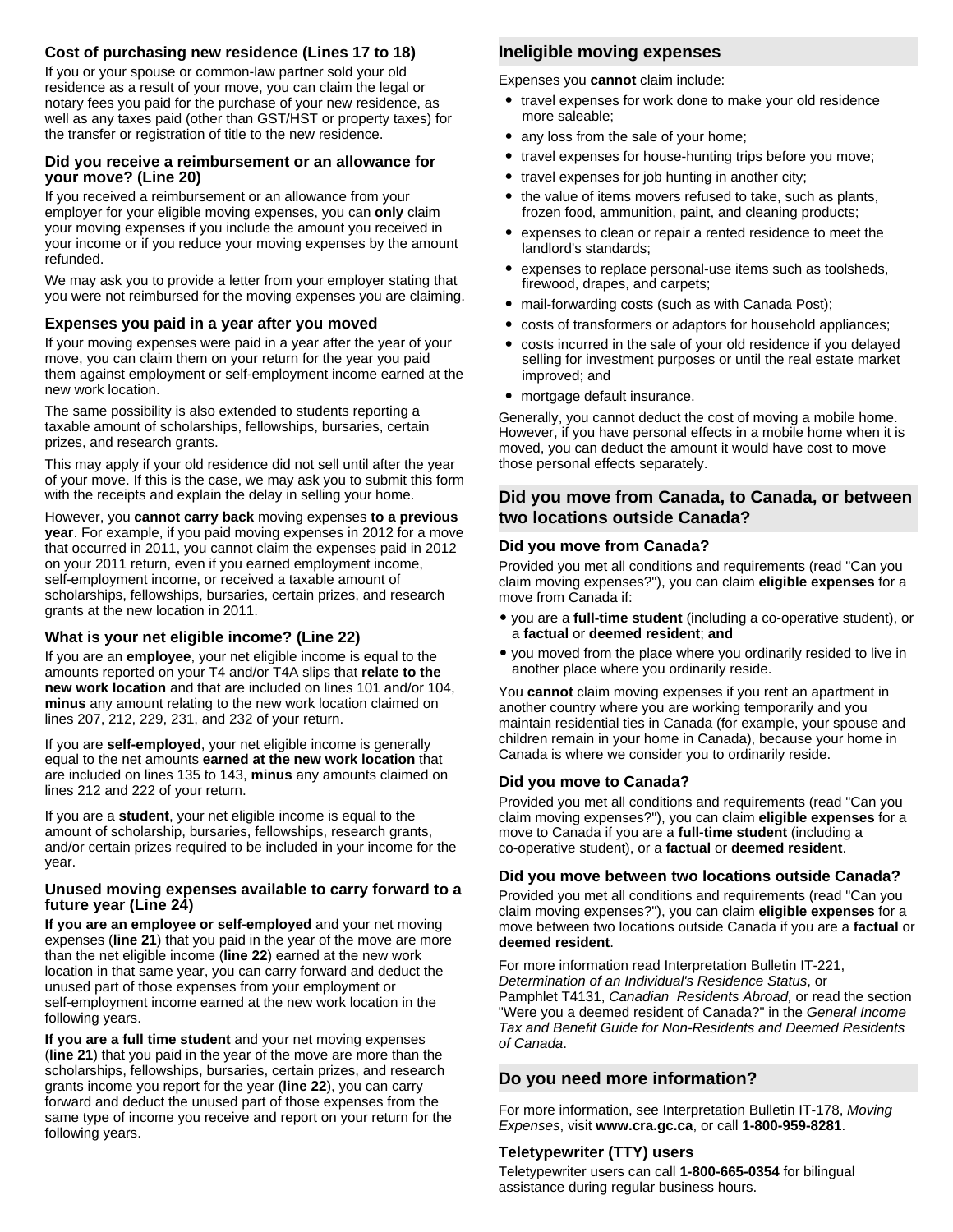### Cost of purchasing new residence (Lines 17 to 18)

If you or your spouse or common-law partner sold your old residence as a result of your move, you can claim the legal or notary fees you paid for the purchase of your new residence, as well as any taxes paid (other than GST/HST or property taxes) for the transfer or registration of title to the new residence.

### Did you receive a reimbursement or an allowance for your move? (Line 20)

If you received a reimbursement or an allowance from your employer for your eligible moving expenses, you can **only** claim your moving expenses if you include the amount you received in your income or if you reduce your moving expenses by the amount refunded.

We may ask you to provide a letter from your employer stating that you were not reimbursed for the moving expenses you are claiming.

### Expenses you paid in a year after you moved

If your moving expenses were paid in a year after the year of your move, you can claim them on your return for the year you paid them against employment or self-employment income earned at the new work location.

The same possibility is also extended to students reporting a taxable amount of scholarships, fellowships, bursaries, certain prizes, and research grants.

This may apply if your old residence did not sell until after the year of your move. If this is the case, we may ask you to submit this form with the receipts and explain the delay in selling your home.

However, you **cannot carry back** moving expenses **to a previous year**. For example, if you paid moving expenses in 2012 for a move that occurred in 2011, you cannot claim the expenses paid in 2012 on your 2011 return, even if you earned employment income, self-employment income, or received a taxable amount of scholarships, fellowships, bursaries, certain prizes, and research grants at the new location in 2011.

### What is your net eligible income? (Line 22)

If you are an **employee**, your net eligible income is equal to the amounts reported on your T4 and/or T4A slips that **relate to the new work location** and that are included on lines 101 and/or 104, **minus** any amount relating to the new work location claimed on lines 207, 212, 229, 231, and 232 of your return.

If you are **self-employed**, your net eligible income is generally equal to the net amounts **earned at the new work location** that are included on lines 135 to 143, **minus** any amounts claimed on lines 212 and 222 of your return.

If you are a **student**, your net eligible income is equal to the amount of scholarship, bursaries, fellowships, research grants, and/or certain prizes required to be included in your income for the year.

### Unused moving expenses available to carry forward to a future year (Line 24)

**If you are an employee or self-employed** and your net moving expenses (**line 21**) that you paid in the year of the move are more than the net eligible income (**line 22**) earned at the new work location in that same year, you can carry forward and deduct the unused part of those expenses from your employment or self-employment income earned at the new work location in the following years.

**If you are a full time student** and your net moving expenses (**line 21**) that you paid in the year of the move are more than the scholarships, fellowships, bursaries, certain prizes, and research grants income you report for the year (**line 22**), you can carry forward and deduct the unused part of those expenses from the same type of income you receive and report on your return for the following years.

## Ineligible moving expenses

Expenses you **cannot** claim include:

- travel expenses for work done to make your old residence more saleable;
- any loss from the sale of your home;
- travel expenses for house-hunting trips before you move;
- travel expenses for job hunting in another city;
- the value of items movers refused to take, such as plants, frozen food, ammunition, paint, and cleaning products;
- expenses to clean or repair a rented residence to meet the landlord's standards;
- expenses to replace personal-use items such as toolsheds, firewood, drapes, and carpets;
- mail-forwarding costs (such as with Canada Post);
- costs of transformers or adaptors for household appliances;
- costs incurred in the sale of your old residence if you delayed selling for investment purposes or until the real estate market improved; and
- mortgage default insurance.

Generally, you cannot deduct the cost of moving a mobile home. However, if you have personal effects in a mobile home when it is moved, you can deduct the amount it would have cost to move those personal effects separately.

## Did you move from Canada, to Canada, or between two locations outside Canada?

### Did you move from Canada?

Provided you met all conditions and requirements (read "Can you claim moving expenses?"), you can claim **eligible expenses** for a move from Canada if:

- you are a **full-time student** (including a co-operative student), or a **factual** or **deemed resident**; **and**
- you moved from the place where you ordinarily resided to live in another place where you ordinarily reside.

You **cannot** claim moving expenses if you rent an apartment in another country where you are working temporarily and you maintain residential ties in Canada (for example, your spouse and children remain in your home in Canada), because your home in Canada is where we consider you to ordinarily reside.

### Did you move to Canada?

Provided you met all conditions and requirements (read "Can you claim moving expenses?"), you can claim **eligible expenses** for a move to Canada if you are a **full-time student** (including a co-operative student), or a **factual** or **deemed resident**.

### Did you move between two locations outside Canada?

Provided you met all conditions and requirements (read "Can you claim moving expenses?"), you can claim **eligible expenses** for a move between two locations outside Canada if you are a **factual** or **deemed resident**.

For more information read Interpretation Bulletin IT-221, *Determination of an Individual's Residence Status*, or Pamphlet T4131, *Canadian Residents Abroad,* or read the section "Were you a deemed resident of Canada?" in the *General Income Tax and Benefit Guide for Non-Residents and Deemed Residents of Canada*.

## Do you need more information?

For more information, see Interpretation Bulletin IT-178, *Moving Expenses*, visit **www.cra.gc.ca**, or call **1-800-959-8281**.

### Teletypewriter (TTY) users

Teletypewriter users can call **1-800-665-0354** for bilingual assistance during regular business hours.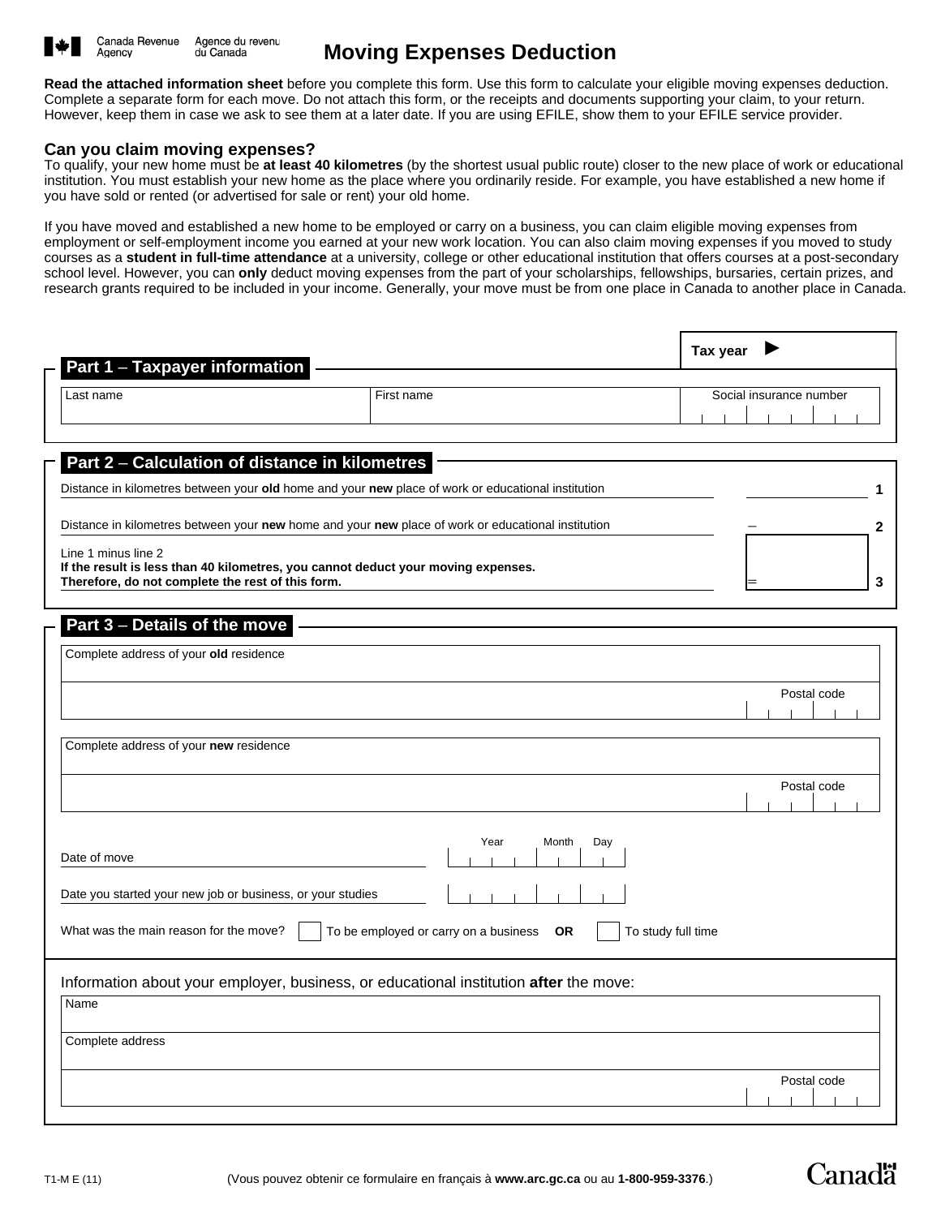Canada Revenue Agency / Agence du revenu du Canada

# Moving Expenses Deduction

**Read the attached information sheet** before you complete this form. Use this form to calculate your eligible moving expenses deduction. Complete a separate form for each move. Do not attach this form, or the receipts and documents supporting your claim, to your return. However, keep them in case we ask to see them at a later date. If you are using EFILE, show them to your EFILE service provider.

## Can you claim moving expenses?

To qualify, your new home must be **at least 40 kilometres** (by the shortest usual public route) closer to the new place of work or educational institution. You must establish your new home as the place where you ordinarily reside. For example, you have established a new home if you have sold or rented (or advertised for sale or rent) your old home.

If you have moved and established a new home to be employed or carry on a business, you can claim eligible moving expenses from employment or self-employment income you earned at your new work location. You can also claim moving expenses if you moved to study courses as a **student in full-time attendance** at a university, college or other educational institution that offers courses at a post-secondary school level. However, you can **only** deduct moving expenses from the part of your scholarships, fellowships, bursaries, certain prizes, and research grants required to be included in your income. Generally, your move must be from one place in Canada to another place in Canada.

**Tax year** ►

## Part 1 – Taxpayer information

| Last name | First name | Social insurance number |
|---|---|---|
| | | |

## Part 2 – Calculation of distance in kilometres

| | | |
|---|---|---|
| Distance in kilometres between your **old** home and your **new** place of work or educational institution | | 1 |
| Distance in kilometres between your **new** home and your **new** place of work or educational institution | – | 2 |
| Line 1 minus line 2 **If the result is less than 40 kilometres, you cannot deduct your moving expenses. Therefore, do not complete the rest of this form.** | = | 3 |

## Part 3 – Details of the move

Complete address of your **old** residence

Postal code

Complete address of your **new** residence

Postal code

| | Year | Month | Day |
|---|---|---|---|
| Date of move | | | |
| Date you started your new job or business, or your studies | | | |

What was the main reason for the move? ☐ To be employed or carry on a business **OR** ☐ To study full time

Information about your employer, business, or educational institution **after** the move:

Name

Complete address

Postal code

T1-M E (11)

(Vous pouvez obtenir ce formulaire en français à **www.arc.gc.ca** ou au **1-800-959-3376**.)

Canada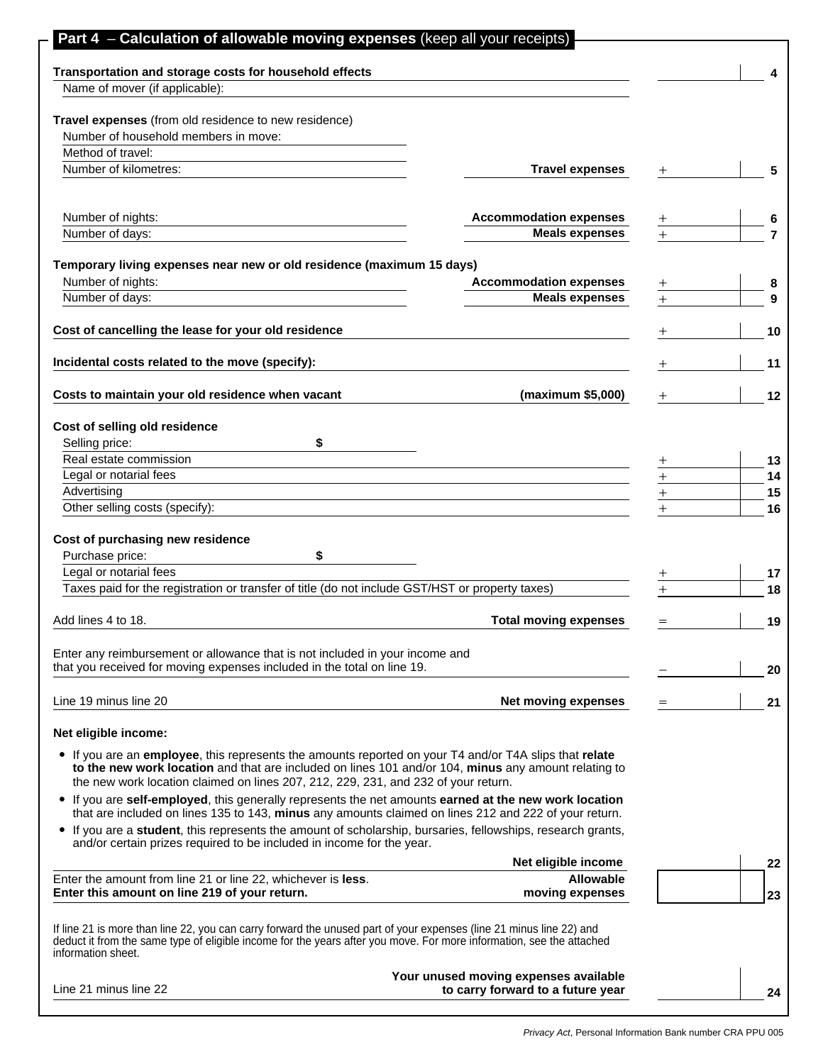## Part 4 – Calculation of allowable moving expenses (keep all your receipts)

| | | | |
|---|---|---|---|
| **Transportation and storage costs for household effects** | | | 4 |
| Name of mover (if applicable): | | | |
| **Travel expenses** (from old residence to new residence) | | | |
| Number of household members in move: | | | |
| Method of travel: | | | |
| Number of kilometres: | **Travel expenses** | + | 5 |
| Number of nights: | **Accommodation expenses** | + | 6 |
| Number of days: | **Meals expenses** | + | 7 |
| **Temporary living expenses near new or old residence (maximum 15 days)** | | | |
| Number of nights: | **Accommodation expenses** | + | 8 |
| Number of days: | **Meals expenses** | + | 9 |
| **Cost of cancelling the lease for your old residence** | | + | 10 |
| **Incidental costs related to the move (specify):** | | + | 11 |
| **Costs to maintain your old residence when vacant** | **(maximum $5,000)** | + | 12 |
| **Cost of selling old residence** | | | |
| Selling price: $ | | | |
| Real estate commission | | + | 13 |
| Legal or notarial fees | | + | 14 |
| Advertising | | + | 15 |
| Other selling costs (specify): | | + | 16 |
| **Cost of purchasing new residence** | | | |
| Purchase price: $ | | | |
| Legal or notarial fees | | + | 17 |
| Taxes paid for the registration or transfer of title (do not include GST/HST or property taxes) | | + | 18 |
| Add lines 4 to 18. | **Total moving expenses** | = | 19 |
| Enter any reimbursement or allowance that is not included in your income and that you received for moving expenses included in the total on line 19. | | − | 20 |
| Line 19 minus line 20 | **Net moving expenses** | = | 21 |

**Net eligible income:**

- If you are an **employee**, this represents the amounts reported on your T4 and/or T4A slips that **relate to the new work location** and that are included on lines 101 and/or 104, **minus** any amount relating to the new work location claimed on lines 207, 212, 229, 231, and 232 of your return.
- If you are **self-employed**, this generally represents the net amounts **earned at the new work location** that are included on lines 135 to 143, **minus** any amounts claimed on lines 212 and 222 of your return.
- If you are a **student**, this represents the amount of scholarship, bursaries, fellowships, research grants, and/or certain prizes required to be included in income for the year.

| | | | |
|---|---|---|---|
| | **Net eligible income** | | 22 |
| Enter the amount from line 21 or line 22, whichever is **less**. **Enter this amount on line 219 of your return.** | **Allowable moving expenses** | | 23 |

If line 21 is more than line 22, you can carry forward the unused part of your expenses (line 21 minus line 22) and deduct it from the same type of eligible income for the years after you move. For more information, see the attached information sheet.

| | | | |
|---|---|---|---|
| Line 21 minus line 22 | **Your unused moving expenses available to carry forward to a future year** | | 24 |

*Privacy Act*, Personal Information Bank number CRA PPU 005